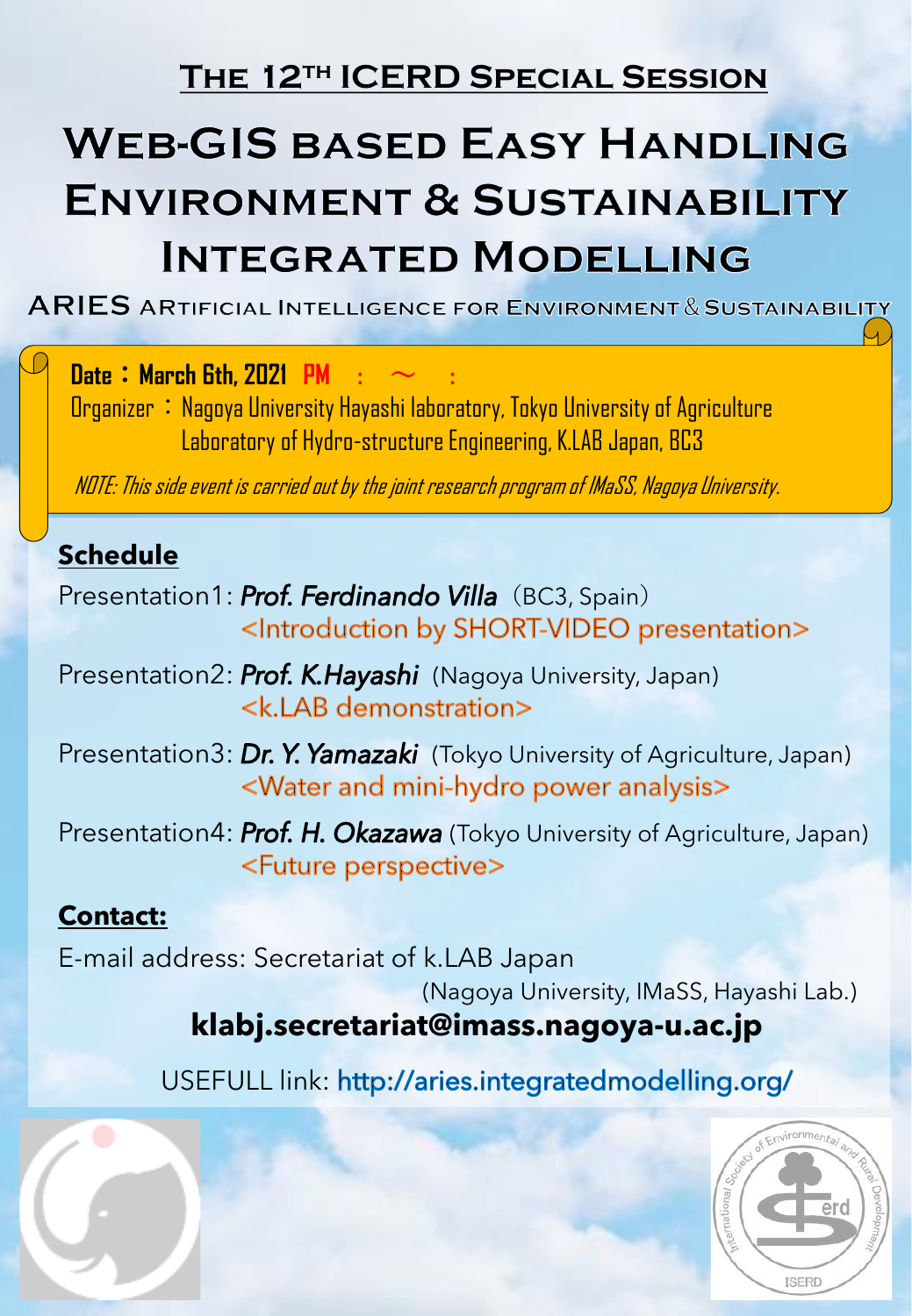# The 12th ICERD Special Session

# Web-GIS based Easy Handling Environment & Sustainability Integrated Modelling

## ARIES Artificial Intelligence for Environment & Sustainability

**Date：March 6th, 2021** **PM : ～ :**

Organizer ：Nagoya University Hayashi laboratory, Tokyo University of Agriculture Laboratory of Hydro-structure Engineering, K.LAB Japan, BC3

*NOTE: This side event is carried out by the joint research program of IMaSS, Nagoya University.*

## Schedule

Presentation1: ***Prof. Ferdinando Villa***（BC3, Spain）
<Introduction by SHORT-VIDEO presentation>

Presentation2: ***Prof. K.Hayashi*** (Nagoya University, Japan)
<k.LAB demonstration>

Presentation3: ***Dr. Y. Yamazaki*** (Tokyo University of Agriculture, Japan)
<Water and mini-hydro power analysis>

Presentation4: ***Prof. H. Okazawa*** (Tokyo University of Agriculture, Japan)
<Future perspective>

## Contact:

E-mail address: Secretariat of k.LAB Japan
(Nagoya University, IMaSS, Hayashi Lab.)

**klabj.secretariat@imass.nagoya-u.ac.jp**

USEFULL link: http://aries.integratedmodelling.org/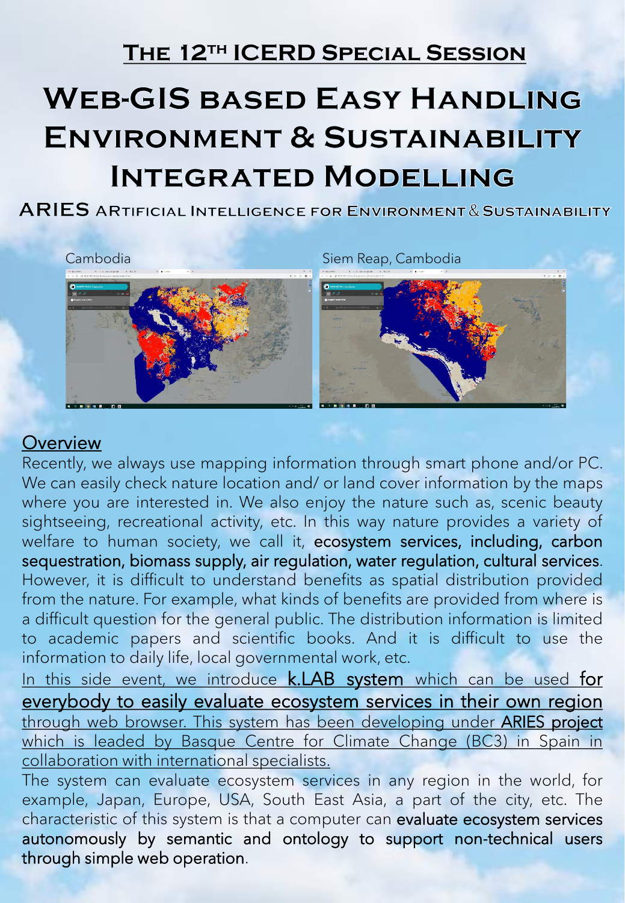## The 12th ICERD Special Session

# Web-GIS based Easy Handling Environment & Sustainability Integrated Modelling

### ARIES Artificial Intelligence for Environment & Sustainability

Cambodia

Siem Reap, Cambodia

## Overview

Recently, we always use mapping information through smart phone and/or PC. We can easily check nature location and/ or land cover information by the maps where you are interested in. We also enjoy the nature such as, scenic beauty sightseeing, recreational activity, etc. In this way nature provides a variety of welfare to human society, we call it, ecosystem services, including, carbon sequestration, biomass supply, air regulation, water regulation, cultural services. However, it is difficult to understand benefits as spatial distribution provided from the nature. For example, what kinds of benefits are provided from where is a difficult question for the general public. The distribution information is limited to academic papers and scientific books. And it is difficult to use the information to daily life, local governmental work, etc.

In this side event, we introduce k.LAB system which can be used for everybody to easily evaluate ecosystem services in their own region through web browser. This system has been developing under ARIES project which is leaded by Basque Centre for Climate Change (BC3) in Spain in collaboration with international specialists.

The system can evaluate ecosystem services in any region in the world, for example, Japan, Europe, USA, South East Asia, a part of the city, etc. The characteristic of this system is that a computer can evaluate ecosystem services autonomously by semantic and ontology to support non-technical users through simple web operation.